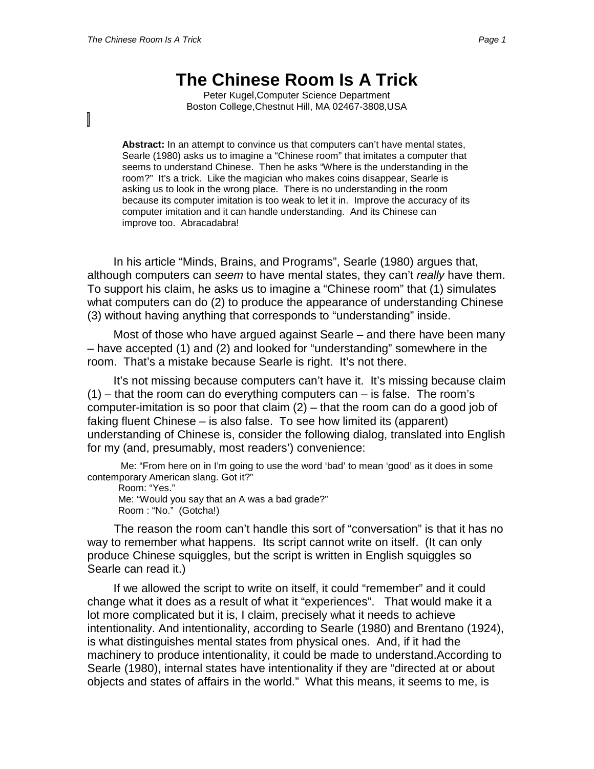# The Chinese Room Is A Trick

Peter Kugel,Computer Science Department
Boston College,Chestnut Hill, MA 02467-3808,USA

**Abstract:** In an attempt to convince us that computers can't have mental states, Searle (1980) asks us to imagine a "Chinese room" that imitates a computer that seems to understand Chinese. Then he asks "Where is the understanding in the room?" It's a trick. Like the magician who makes coins disappear, Searle is asking us to look in the wrong place. There is no understanding in the room because its computer imitation is too weak to let it in. Improve the accuracy of its computer imitation and it can handle understanding. And its Chinese can improve too. Abracadabra!

In his article "Minds, Brains, and Programs", Searle (1980) argues that, although computers can *seem* to have mental states, they can't *really* have them. To support his claim, he asks us to imagine a "Chinese room" that (1) simulates what computers can do (2) to produce the appearance of understanding Chinese (3) without having anything that corresponds to "understanding" inside.

Most of those who have argued against Searle – and there have been many – have accepted (1) and (2) and looked for "understanding" somewhere in the room. That's a mistake because Searle is right. It's not there.

It's not missing because computers can't have it. It's missing because claim (1) – that the room can do everything computers can – is false. The room's computer-imitation is so poor that claim (2) – that the room can do a good job of faking fluent Chinese – is also false. To see how limited its (apparent) understanding of Chinese is, consider the following dialog, translated into English for my (and, presumably, most readers') convenience:

> Me: "From here on in I'm going to use the word 'bad' to mean 'good' as it does in some contemporary American slang. Got it?"
> Room: "Yes."
> Me: "Would you say that an A was a bad grade?"
> Room : "No." (Gotcha!)

The reason the room can't handle this sort of "conversation" is that it has no way to remember what happens. Its script cannot write on itself. (It can only produce Chinese squiggles, but the script is written in English squiggles so Searle can read it.)

If we allowed the script to write on itself, it could "remember" and it could change what it does as a result of what it "experiences". That would make it a lot more complicated but it is, I claim, precisely what it needs to achieve intentionality. And intentionality, according to Searle (1980) and Brentano (1924), is what distinguishes mental states from physical ones. And, if it had the machinery to produce intentionality, it could be made to understand.According to Searle (1980), internal states have intentionality if they are "directed at or about objects and states of affairs in the world." What this means, it seems to me, is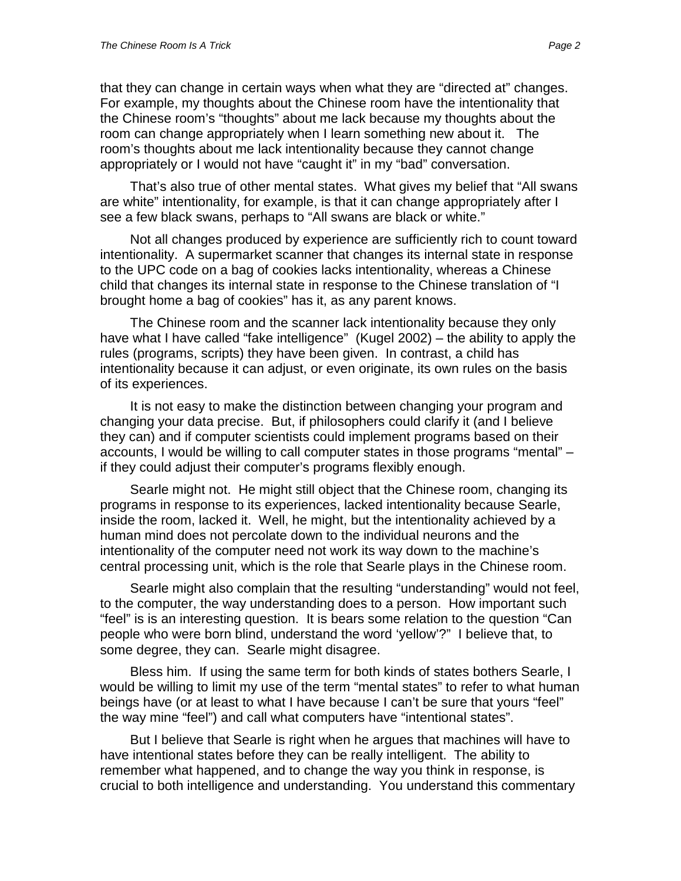that they can change in certain ways when what they are "directed at" changes. For example, my thoughts about the Chinese room have the intentionality that the Chinese room's "thoughts" about me lack because my thoughts about the room can change appropriately when I learn something new about it. The room's thoughts about me lack intentionality because they cannot change appropriately or I would not have "caught it" in my "bad" conversation.

That's also true of other mental states. What gives my belief that "All swans are white" intentionality, for example, is that it can change appropriately after I see a few black swans, perhaps to "All swans are black or white."

Not all changes produced by experience are sufficiently rich to count toward intentionality. A supermarket scanner that changes its internal state in response to the UPC code on a bag of cookies lacks intentionality, whereas a Chinese child that changes its internal state in response to the Chinese translation of "I brought home a bag of cookies" has it, as any parent knows.

The Chinese room and the scanner lack intentionality because they only have what I have called "fake intelligence" (Kugel 2002) – the ability to apply the rules (programs, scripts) they have been given. In contrast, a child has intentionality because it can adjust, or even originate, its own rules on the basis of its experiences.

It is not easy to make the distinction between changing your program and changing your data precise. But, if philosophers could clarify it (and I believe they can) and if computer scientists could implement programs based on their accounts, I would be willing to call computer states in those programs "mental" – if they could adjust their computer's programs flexibly enough.

Searle might not. He might still object that the Chinese room, changing its programs in response to its experiences, lacked intentionality because Searle, inside the room, lacked it. Well, he might, but the intentionality achieved by a human mind does not percolate down to the individual neurons and the intentionality of the computer need not work its way down to the machine's central processing unit, which is the role that Searle plays in the Chinese room.

Searle might also complain that the resulting "understanding" would not feel, to the computer, the way understanding does to a person. How important such "feel" is is an interesting question. It is bears some relation to the question "Can people who were born blind, understand the word 'yellow'?" I believe that, to some degree, they can. Searle might disagree.

Bless him. If using the same term for both kinds of states bothers Searle, I would be willing to limit my use of the term "mental states" to refer to what human beings have (or at least to what I have because I can't be sure that yours "feel" the way mine "feel") and call what computers have "intentional states".

But I believe that Searle is right when he argues that machines will have to have intentional states before they can be really intelligent. The ability to remember what happened, and to change the way you think in response, is crucial to both intelligence and understanding. You understand this commentary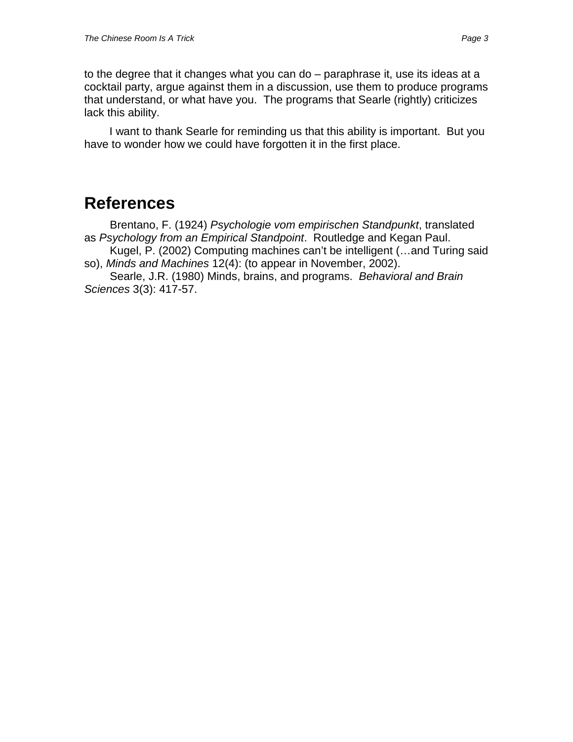to the degree that it changes what you can do – paraphrase it, use its ideas at a cocktail party, argue against them in a discussion, use them to produce programs that understand, or what have you. The programs that Searle (rightly) criticizes lack this ability.

I want to thank Searle for reminding us that this ability is important. But you have to wonder how we could have forgotten it in the first place.

# References

Brentano, F. (1924) *Psychologie vom empirischen Standpunkt*, translated as *Psychology from an Empirical Standpoint*. Routledge and Kegan Paul.

Kugel, P. (2002) Computing machines can't be intelligent (…and Turing said so), *Minds and Machines* 12(4): (to appear in November, 2002).

Searle, J.R. (1980) Minds, brains, and programs. *Behavioral and Brain Sciences* 3(3): 417-57.